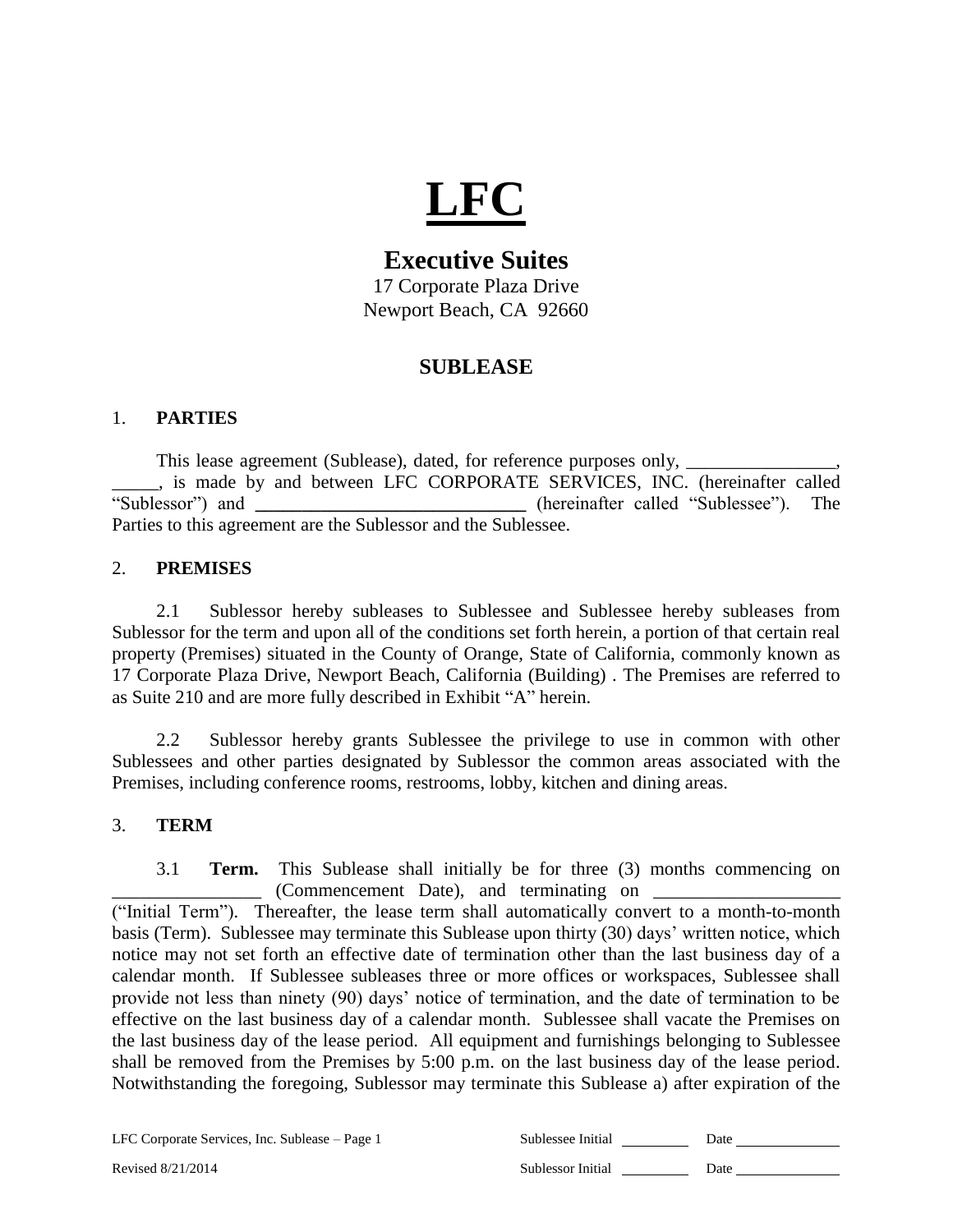# LFC

## Executive Suites

17 Corporate Plaza Drive
Newport Beach, CA 92660

## SUBLEASE

### 1. PARTIES

This lease agreement (Sublease), dated, for reference purposes only, ________________, _____, is made by and between LFC CORPORATE SERVICES, INC. (hereinafter called "Sublessor") and ______________________________ (hereinafter called "Sublessee"). The Parties to this agreement are the Sublessor and the Sublessee.

### 2. PREMISES

2.1 Sublessor hereby subleases to Sublessee and Sublessee hereby subleases from Sublessor for the term and upon all of the conditions set forth herein, a portion of that certain real property (Premises) situated in the County of Orange, State of California, commonly known as 17 Corporate Plaza Drive, Newport Beach, California (Building) . The Premises are referred to as Suite 210 and are more fully described in Exhibit "A" herein.

2.2 Sublessor hereby grants Sublessee the privilege to use in common with other Sublessees and other parties designated by Sublessor the common areas associated with the Premises, including conference rooms, restrooms, lobby, kitchen and dining areas.

### 3. TERM

3.1 **Term.** This Sublease shall initially be for three (3) months commencing on ________________ (Commencement Date), and terminating on ____________________ ("Initial Term"). Thereafter, the lease term shall automatically convert to a month-to-month basis (Term). Sublessee may terminate this Sublease upon thirty (30) days' written notice, which notice may not set forth an effective date of termination other than the last business day of a calendar month. If Sublessee subleases three or more offices or workspaces, Sublessee shall provide not less than ninety (90) days' notice of termination, and the date of termination to be effective on the last business day of a calendar month. Sublessee shall vacate the Premises on the last business day of the lease period. All equipment and furnishings belonging to Sublessee shall be removed from the Premises by 5:00 p.m. on the last business day of the lease period. Notwithstanding the foregoing, Sublessor may terminate this Sublease a) after expiration of the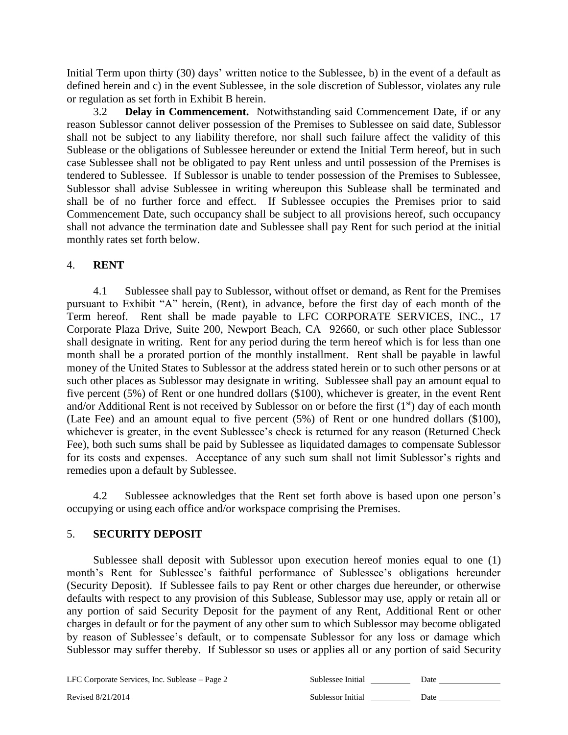Initial Term upon thirty (30) days' written notice to the Sublessee, b) in the event of a default as defined herein and c) in the event Sublessee, in the sole discretion of Sublessor, violates any rule or regulation as set forth in Exhibit B herein.

3.2 **Delay in Commencement.** Notwithstanding said Commencement Date, if or any reason Sublessor cannot deliver possession of the Premises to Sublessee on said date, Sublessor shall not be subject to any liability therefore, nor shall such failure affect the validity of this Sublease or the obligations of Sublessee hereunder or extend the Initial Term hereof, but in such case Sublessee shall not be obligated to pay Rent unless and until possession of the Premises is tendered to Sublessee. If Sublessor is unable to tender possession of the Premises to Sublessee, Sublessor shall advise Sublessee in writing whereupon this Sublease shall be terminated and shall be of no further force and effect. If Sublessee occupies the Premises prior to said Commencement Date, such occupancy shall be subject to all provisions hereof, such occupancy shall not advance the termination date and Sublessee shall pay Rent for such period at the initial monthly rates set forth below.

## 4. **RENT**

4.1 Sublessee shall pay to Sublessor, without offset or demand, as Rent for the Premises pursuant to Exhibit "A" herein, (Rent), in advance, before the first day of each month of the Term hereof. Rent shall be made payable to LFC CORPORATE SERVICES, INC., 17 Corporate Plaza Drive, Suite 200, Newport Beach, CA 92660, or such other place Sublessor shall designate in writing. Rent for any period during the term hereof which is for less than one month shall be a prorated portion of the monthly installment. Rent shall be payable in lawful money of the United States to Sublessor at the address stated herein or to such other persons or at such other places as Sublessor may designate in writing. Sublessee shall pay an amount equal to five percent (5%) of Rent or one hundred dollars ($100), whichever is greater, in the event Rent and/or Additional Rent is not received by Sublessor on or before the first (1st) day of each month (Late Fee) and an amount equal to five percent (5%) of Rent or one hundred dollars ($100), whichever is greater, in the event Sublessee's check is returned for any reason (Returned Check Fee), both such sums shall be paid by Sublessee as liquidated damages to compensate Sublessor for its costs and expenses. Acceptance of any such sum shall not limit Sublessor's rights and remedies upon a default by Sublessee.

4.2 Sublessee acknowledges that the Rent set forth above is based upon one person's occupying or using each office and/or workspace comprising the Premises.

## 5. **SECURITY DEPOSIT**

Sublessee shall deposit with Sublessor upon execution hereof monies equal to one (1) month's Rent for Sublessee's faithful performance of Sublessee's obligations hereunder (Security Deposit). If Sublessee fails to pay Rent or other charges due hereunder, or otherwise defaults with respect to any provision of this Sublease, Sublessor may use, apply or retain all or any portion of said Security Deposit for the payment of any Rent, Additional Rent or other charges in default or for the payment of any other sum to which Sublessor may become obligated by reason of Sublessee's default, or to compensate Sublessor for any loss or damage which Sublessor may suffer thereby. If Sublessor so uses or applies all or any portion of said Security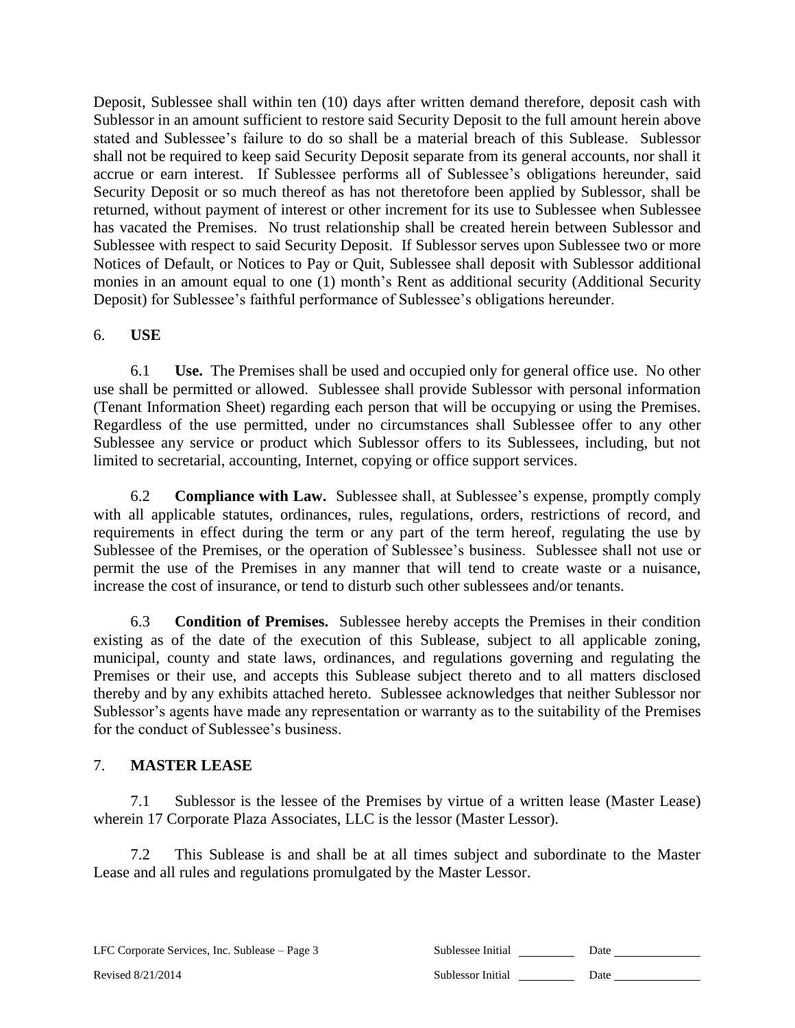Deposit, Sublessee shall within ten (10) days after written demand therefore, deposit cash with Sublessor in an amount sufficient to restore said Security Deposit to the full amount herein above stated and Sublessee's failure to do so shall be a material breach of this Sublease. Sublessor shall not be required to keep said Security Deposit separate from its general accounts, nor shall it accrue or earn interest. If Sublessee performs all of Sublessee's obligations hereunder, said Security Deposit or so much thereof as has not theretofore been applied by Sublessor, shall be returned, without payment of interest or other increment for its use to Sublessee when Sublessee has vacated the Premises. No trust relationship shall be created herein between Sublessor and Sublessee with respect to said Security Deposit. If Sublessor serves upon Sublessee two or more Notices of Default, or Notices to Pay or Quit, Sublessee shall deposit with Sublessor additional monies in an amount equal to one (1) month's Rent as additional security (Additional Security Deposit) for Sublessee's faithful performance of Sublessee's obligations hereunder.

## 6. USE

6.1 **Use.** The Premises shall be used and occupied only for general office use. No other use shall be permitted or allowed. Sublessee shall provide Sublessor with personal information (Tenant Information Sheet) regarding each person that will be occupying or using the Premises. Regardless of the use permitted, under no circumstances shall Sublessee offer to any other Sublessee any service or product which Sublessor offers to its Sublessees, including, but not limited to secretarial, accounting, Internet, copying or office support services.

6.2 **Compliance with Law.** Sublessee shall, at Sublessee's expense, promptly comply with all applicable statutes, ordinances, rules, regulations, orders, restrictions of record, and requirements in effect during the term or any part of the term hereof, regulating the use by Sublessee of the Premises, or the operation of Sublessee's business. Sublessee shall not use or permit the use of the Premises in any manner that will tend to create waste or a nuisance, increase the cost of insurance, or tend to disturb such other sublessees and/or tenants.

6.3 **Condition of Premises.** Sublessee hereby accepts the Premises in their condition existing as of the date of the execution of this Sublease, subject to all applicable zoning, municipal, county and state laws, ordinances, and regulations governing and regulating the Premises or their use, and accepts this Sublease subject thereto and to all matters disclosed thereby and by any exhibits attached hereto. Sublessee acknowledges that neither Sublessor nor Sublessor's agents have made any representation or warranty as to the suitability of the Premises for the conduct of Sublessee's business.

## 7. MASTER LEASE

7.1 Sublessor is the lessee of the Premises by virtue of a written lease (Master Lease) wherein 17 Corporate Plaza Associates, LLC is the lessor (Master Lessor).

7.2 This Sublease is and shall be at all times subject and subordinate to the Master Lease and all rules and regulations promulgated by the Master Lessor.

Sublessee Initial ________ Date ____________

Sublessor Initial ________ Date ____________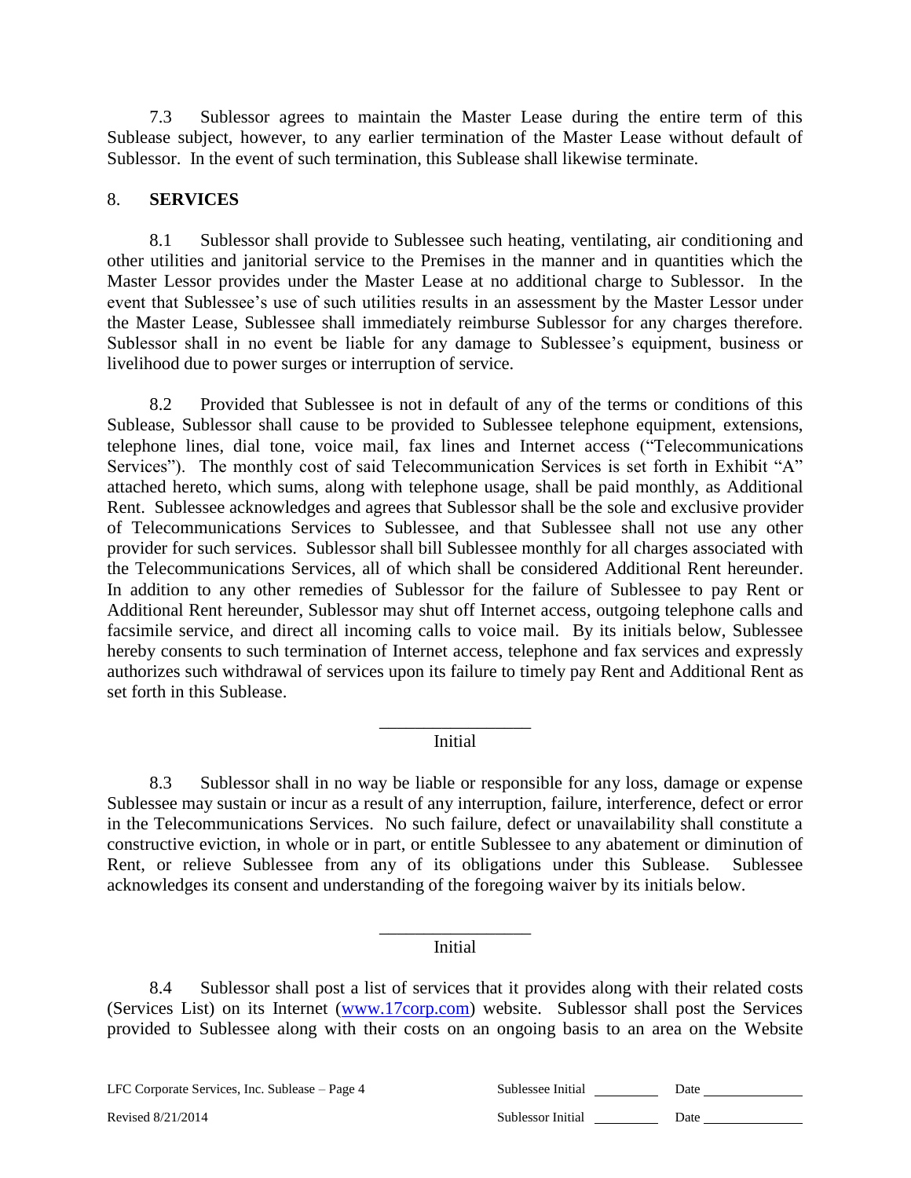7.3 Sublessor agrees to maintain the Master Lease during the entire term of this Sublease subject, however, to any earlier termination of the Master Lease without default of Sublessor. In the event of such termination, this Sublease shall likewise terminate.

8. **SERVICES**

8.1 Sublessor shall provide to Sublessee such heating, ventilating, air conditioning and other utilities and janitorial service to the Premises in the manner and in quantities which the Master Lessor provides under the Master Lease at no additional charge to Sublessor. In the event that Sublessee's use of such utilities results in an assessment by the Master Lessor under the Master Lease, Sublessee shall immediately reimburse Sublessor for any charges therefore. Sublessor shall in no event be liable for any damage to Sublessee's equipment, business or livelihood due to power surges or interruption of service.

8.2 Provided that Sublessee is not in default of any of the terms or conditions of this Sublease, Sublessor shall cause to be provided to Sublessee telephone equipment, extensions, telephone lines, dial tone, voice mail, fax lines and Internet access ("Telecommunications Services"). The monthly cost of said Telecommunication Services is set forth in Exhibit "A" attached hereto, which sums, along with telephone usage, shall be paid monthly, as Additional Rent. Sublessee acknowledges and agrees that Sublessor shall be the sole and exclusive provider of Telecommunications Services to Sublessee, and that Sublessee shall not use any other provider for such services. Sublessor shall bill Sublessee monthly for all charges associated with the Telecommunications Services, all of which shall be considered Additional Rent hereunder. In addition to any other remedies of Sublessor for the failure of Sublessee to pay Rent or Additional Rent hereunder, Sublessor may shut off Internet access, outgoing telephone calls and facsimile service, and direct all incoming calls to voice mail. By its initials below, Sublessee hereby consents to such termination of Internet access, telephone and fax services and expressly authorizes such withdrawal of services upon its failure to timely pay Rent and Additional Rent as set forth in this Sublease.

_________________
Initial

8.3 Sublessor shall in no way be liable or responsible for any loss, damage or expense Sublessee may sustain or incur as a result of any interruption, failure, interference, defect or error in the Telecommunications Services. No such failure, defect or unavailability shall constitute a constructive eviction, in whole or in part, or entitle Sublessee to any abatement or diminution of Rent, or relieve Sublessee from any of its obligations under this Sublease. Sublessee acknowledges its consent and understanding of the foregoing waiver by its initials below.

_________________
Initial

8.4 Sublessor shall post a list of services that it provides along with their related costs (Services List) on its Internet (www.17corp.com) website. Sublessor shall post the Services provided to Sublessee along with their costs on an ongoing basis to an area on the Website

LFC Corporate Services, Inc. Sublease – Page 4 | Sublessee Initial _________ Date _____________

Revised 8/21/2014 | Sublessor Initial _________ Date _____________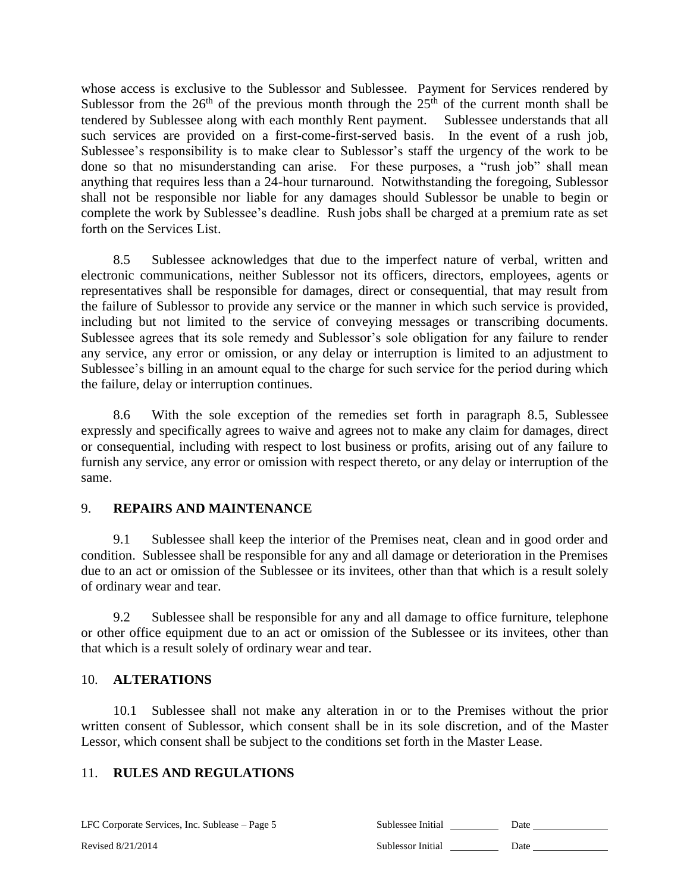whose access is exclusive to the Sublessor and Sublessee. Payment for Services rendered by Sublessor from the 26th of the previous month through the 25th of the current month shall be tendered by Sublessee along with each monthly Rent payment. Sublessee understands that all such services are provided on a first-come-first-served basis. In the event of a rush job, Sublessee's responsibility is to make clear to Sublessor's staff the urgency of the work to be done so that no misunderstanding can arise. For these purposes, a "rush job" shall mean anything that requires less than a 24-hour turnaround. Notwithstanding the foregoing, Sublessor shall not be responsible nor liable for any damages should Sublessor be unable to begin or complete the work by Sublessee's deadline. Rush jobs shall be charged at a premium rate as set forth on the Services List.

8.5 Sublessee acknowledges that due to the imperfect nature of verbal, written and electronic communications, neither Sublessor not its officers, directors, employees, agents or representatives shall be responsible for damages, direct or consequential, that may result from the failure of Sublessor to provide any service or the manner in which such service is provided, including but not limited to the service of conveying messages or transcribing documents. Sublessee agrees that its sole remedy and Sublessor's sole obligation for any failure to render any service, any error or omission, or any delay or interruption is limited to an adjustment to Sublessee's billing in an amount equal to the charge for such service for the period during which the failure, delay or interruption continues.

8.6 With the sole exception of the remedies set forth in paragraph 8.5, Sublessee expressly and specifically agrees to waive and agrees not to make any claim for damages, direct or consequential, including with respect to lost business or profits, arising out of any failure to furnish any service, any error or omission with respect thereto, or any delay or interruption of the same.

## 9. **REPAIRS AND MAINTENANCE**

9.1 Sublessee shall keep the interior of the Premises neat, clean and in good order and condition. Sublessee shall be responsible for any and all damage or deterioration in the Premises due to an act or omission of the Sublessee or its invitees, other than that which is a result solely of ordinary wear and tear.

9.2 Sublessee shall be responsible for any and all damage to office furniture, telephone or other office equipment due to an act or omission of the Sublessee or its invitees, other than that which is a result solely of ordinary wear and tear.

## 10. **ALTERATIONS**

10.1 Sublessee shall not make any alteration in or to the Premises without the prior written consent of Sublessor, which consent shall be in its sole discretion, and of the Master Lessor, which consent shall be subject to the conditions set forth in the Master Lease.

## 11. **RULES AND REGULATIONS**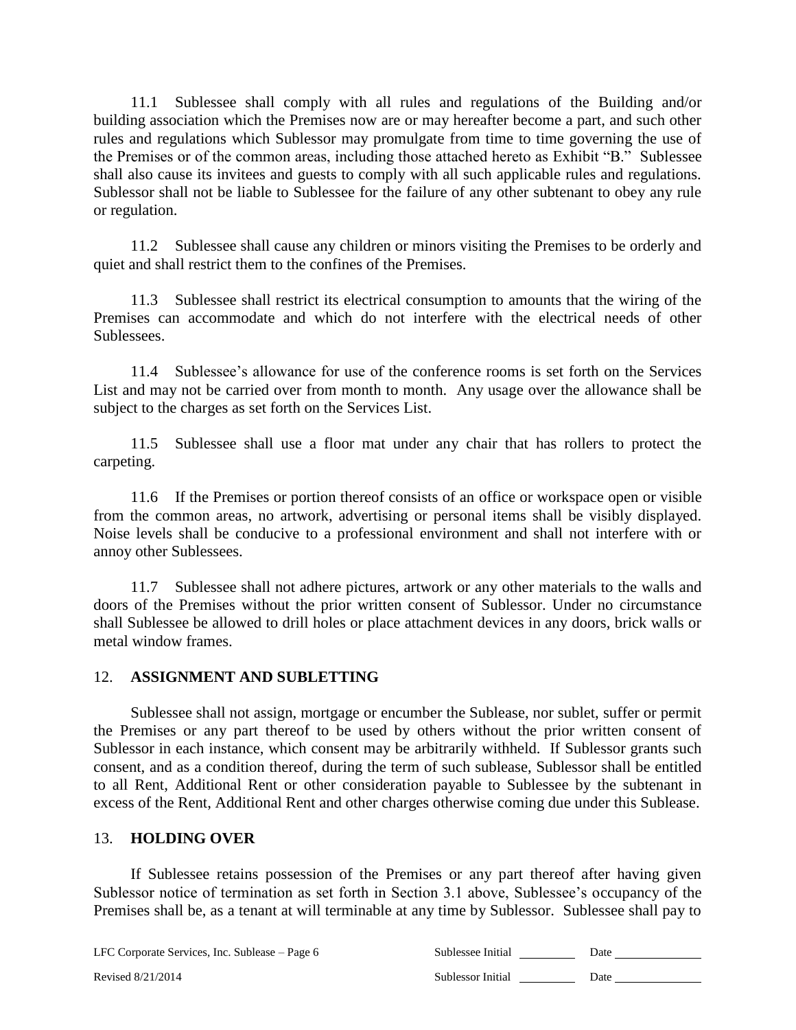11.1 Sublessee shall comply with all rules and regulations of the Building and/or building association which the Premises now are or may hereafter become a part, and such other rules and regulations which Sublessor may promulgate from time to time governing the use of the Premises or of the common areas, including those attached hereto as Exhibit "B." Sublessee shall also cause its invitees and guests to comply with all such applicable rules and regulations. Sublessor shall not be liable to Sublessee for the failure of any other subtenant to obey any rule or regulation.

11.2 Sublessee shall cause any children or minors visiting the Premises to be orderly and quiet and shall restrict them to the confines of the Premises.

11.3 Sublessee shall restrict its electrical consumption to amounts that the wiring of the Premises can accommodate and which do not interfere with the electrical needs of other Sublessees.

11.4 Sublessee's allowance for use of the conference rooms is set forth on the Services List and may not be carried over from month to month. Any usage over the allowance shall be subject to the charges as set forth on the Services List.

11.5 Sublessee shall use a floor mat under any chair that has rollers to protect the carpeting.

11.6 If the Premises or portion thereof consists of an office or workspace open or visible from the common areas, no artwork, advertising or personal items shall be visibly displayed. Noise levels shall be conducive to a professional environment and shall not interfere with or annoy other Sublessees.

11.7 Sublessee shall not adhere pictures, artwork or any other materials to the walls and doors of the Premises without the prior written consent of Sublessor. Under no circumstance shall Sublessee be allowed to drill holes or place attachment devices in any doors, brick walls or metal window frames.

## 12. **ASSIGNMENT AND SUBLETTING**

Sublessee shall not assign, mortgage or encumber the Sublease, nor sublet, suffer or permit the Premises or any part thereof to be used by others without the prior written consent of Sublessor in each instance, which consent may be arbitrarily withheld. If Sublessor grants such consent, and as a condition thereof, during the term of such sublease, Sublessor shall be entitled to all Rent, Additional Rent or other consideration payable to Sublessee by the subtenant in excess of the Rent, Additional Rent and other charges otherwise coming due under this Sublease.

## 13. **HOLDING OVER**

If Sublessee retains possession of the Premises or any part thereof after having given Sublessor notice of termination as set forth in Section 3.1 above, Sublessee's occupancy of the Premises shall be, as a tenant at will terminable at any time by Sublessor. Sublessee shall pay to

LFC Corporate Services, Inc. Sublease – Page 6 | Sublessee Initial ________ Date ____________

Revised 8/21/2014 | Sublessor Initial ________ Date ____________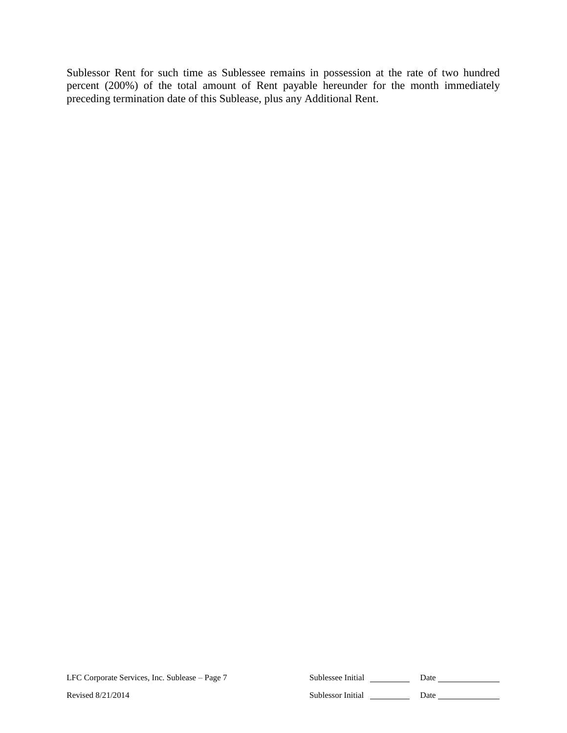Sublessor Rent for such time as Sublessee remains in possession at the rate of two hundred percent (200%) of the total amount of Rent payable hereunder for the month immediately preceding termination date of this Sublease, plus any Additional Rent.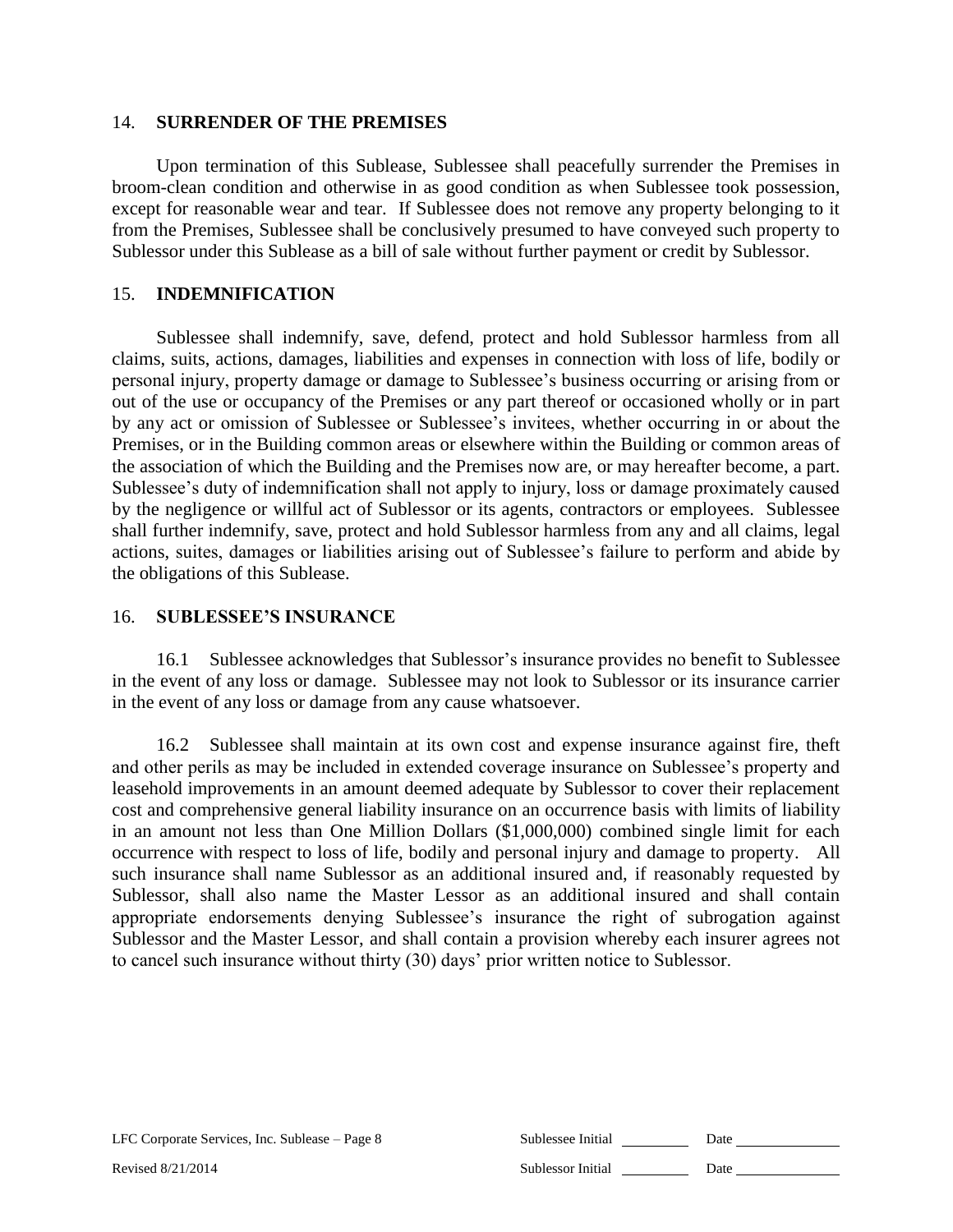## 14. **SURRENDER OF THE PREMISES**

Upon termination of this Sublease, Sublessee shall peacefully surrender the Premises in broom-clean condition and otherwise in as good condition as when Sublessee took possession, except for reasonable wear and tear. If Sublessee does not remove any property belonging to it from the Premises, Sublessee shall be conclusively presumed to have conveyed such property to Sublessor under this Sublease as a bill of sale without further payment or credit by Sublessor.

## 15. **INDEMNIFICATION**

Sublessee shall indemnify, save, defend, protect and hold Sublessor harmless from all claims, suits, actions, damages, liabilities and expenses in connection with loss of life, bodily or personal injury, property damage or damage to Sublessee's business occurring or arising from or out of the use or occupancy of the Premises or any part thereof or occasioned wholly or in part by any act or omission of Sublessee or Sublessee's invitees, whether occurring in or about the Premises, or in the Building common areas or elsewhere within the Building or common areas of the association of which the Building and the Premises now are, or may hereafter become, a part. Sublessee's duty of indemnification shall not apply to injury, loss or damage proximately caused by the negligence or willful act of Sublessor or its agents, contractors or employees. Sublessee shall further indemnify, save, protect and hold Sublessor harmless from any and all claims, legal actions, suites, damages or liabilities arising out of Sublessee's failure to perform and abide by the obligations of this Sublease.

## 16. **SUBLESSEE'S INSURANCE**

16.1 Sublessee acknowledges that Sublessor's insurance provides no benefit to Sublessee in the event of any loss or damage. Sublessee may not look to Sublessor or its insurance carrier in the event of any loss or damage from any cause whatsoever.

16.2 Sublessee shall maintain at its own cost and expense insurance against fire, theft and other perils as may be included in extended coverage insurance on Sublessee's property and leasehold improvements in an amount deemed adequate by Sublessor to cover their replacement cost and comprehensive general liability insurance on an occurrence basis with limits of liability in an amount not less than One Million Dollars ($1,000,000) combined single limit for each occurrence with respect to loss of life, bodily and personal injury and damage to property. All such insurance shall name Sublessor as an additional insured and, if reasonably requested by Sublessor, shall also name the Master Lessor as an additional insured and shall contain appropriate endorsements denying Sublessee's insurance the right of subrogation against Sublessor and the Master Lessor, and shall contain a provision whereby each insurer agrees not to cancel such insurance without thirty (30) days' prior written notice to Sublessor.

Sublessee Initial ________ Date ____________

Sublessor Initial ________ Date ____________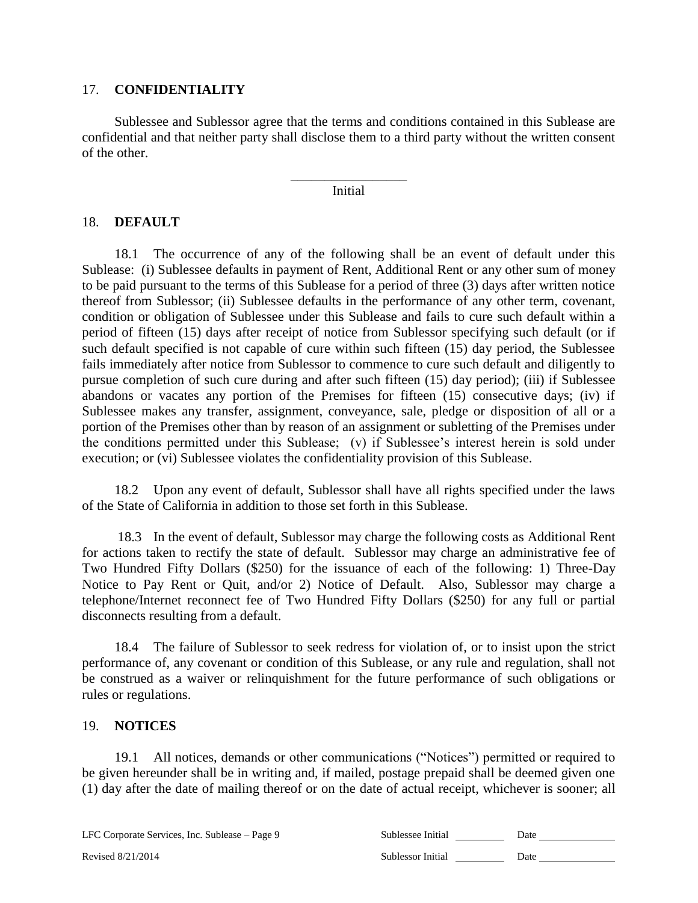## 17. **CONFIDENTIALITY**

Sublessee and Sublessor agree that the terms and conditions contained in this Sublease are confidential and that neither party shall disclose them to a third party without the written consent of the other.

_________________
Initial

## 18. **DEFAULT**

18.1 The occurrence of any of the following shall be an event of default under this Sublease: (i) Sublessee defaults in payment of Rent, Additional Rent or any other sum of money to be paid pursuant to the terms of this Sublease for a period of three (3) days after written notice thereof from Sublessor; (ii) Sublessee defaults in the performance of any other term, covenant, condition or obligation of Sublessee under this Sublease and fails to cure such default within a period of fifteen (15) days after receipt of notice from Sublessor specifying such default (or if such default specified is not capable of cure within such fifteen (15) day period, the Sublessee fails immediately after notice from Sublessor to commence to cure such default and diligently to pursue completion of such cure during and after such fifteen (15) day period); (iii) if Sublessee abandons or vacates any portion of the Premises for fifteen (15) consecutive days; (iv) if Sublessee makes any transfer, assignment, conveyance, sale, pledge or disposition of all or a portion of the Premises other than by reason of an assignment or subletting of the Premises under the conditions permitted under this Sublease; (v) if Sublessee's interest herein is sold under execution; or (vi) Sublessee violates the confidentiality provision of this Sublease.

18.2 Upon any event of default, Sublessor shall have all rights specified under the laws of the State of California in addition to those set forth in this Sublease.

18.3 In the event of default, Sublessor may charge the following costs as Additional Rent for actions taken to rectify the state of default. Sublessor may charge an administrative fee of Two Hundred Fifty Dollars ($250) for the issuance of each of the following: 1) Three-Day Notice to Pay Rent or Quit, and/or 2) Notice of Default. Also, Sublessor may charge a telephone/Internet reconnect fee of Two Hundred Fifty Dollars ($250) for any full or partial disconnects resulting from a default.

18.4 The failure of Sublessor to seek redress for violation of, or to insist upon the strict performance of, any covenant or condition of this Sublease, or any rule and regulation, shall not be construed as a waiver or relinquishment for the future performance of such obligations or rules or regulations.

## 19. **NOTICES**

19.1 All notices, demands or other communications ("Notices") permitted or required to be given hereunder shall be in writing and, if mailed, postage prepaid shall be deemed given one (1) day after the date of mailing thereof or on the date of actual receipt, whichever is sooner; all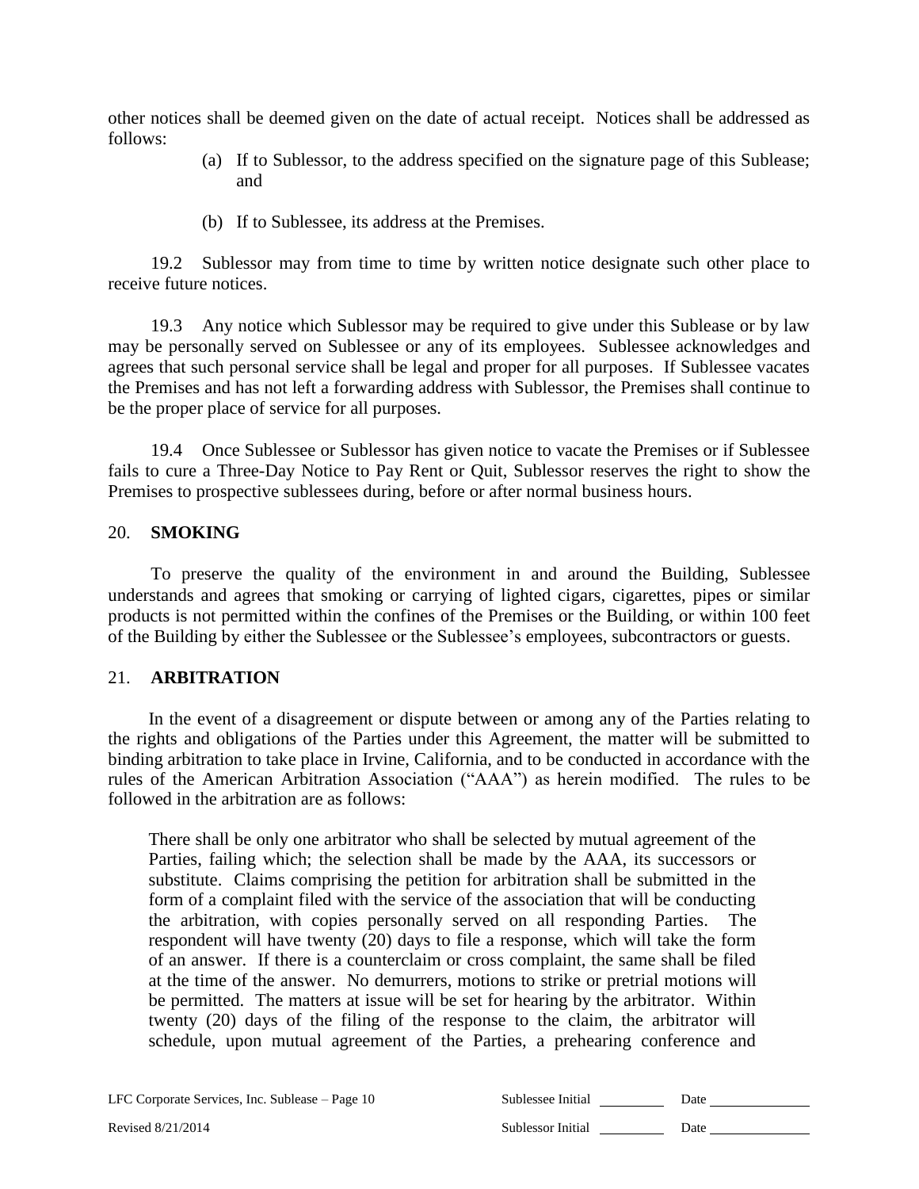other notices shall be deemed given on the date of actual receipt. Notices shall be addressed as follows:

(a) If to Sublessor, to the address specified on the signature page of this Sublease; and

(b) If to Sublessee, its address at the Premises.

19.2 Sublessor may from time to time by written notice designate such other place to receive future notices.

19.3 Any notice which Sublessor may be required to give under this Sublease or by law may be personally served on Sublessee or any of its employees. Sublessee acknowledges and agrees that such personal service shall be legal and proper for all purposes. If Sublessee vacates the Premises and has not left a forwarding address with Sublessor, the Premises shall continue to be the proper place of service for all purposes.

19.4 Once Sublessee or Sublessor has given notice to vacate the Premises or if Sublessee fails to cure a Three-Day Notice to Pay Rent or Quit, Sublessor reserves the right to show the Premises to prospective sublessees during, before or after normal business hours.

## 20. SMOKING

To preserve the quality of the environment in and around the Building, Sublessee understands and agrees that smoking or carrying of lighted cigars, cigarettes, pipes or similar products is not permitted within the confines of the Premises or the Building, or within 100 feet of the Building by either the Sublessee or the Sublessee's employees, subcontractors or guests.

## 21. ARBITRATION

In the event of a disagreement or dispute between or among any of the Parties relating to the rights and obligations of the Parties under this Agreement, the matter will be submitted to binding arbitration to take place in Irvine, California, and to be conducted in accordance with the rules of the American Arbitration Association ("AAA") as herein modified. The rules to be followed in the arbitration are as follows:

> There shall be only one arbitrator who shall be selected by mutual agreement of the Parties, failing which; the selection shall be made by the AAA, its successors or substitute. Claims comprising the petition for arbitration shall be submitted in the form of a complaint filed with the service of the association that will be conducting the arbitration, with copies personally served on all responding Parties. The respondent will have twenty (20) days to file a response, which will take the form of an answer. If there is a counterclaim or cross complaint, the same shall be filed at the time of the answer. No demurrers, motions to strike or pretrial motions will be permitted. The matters at issue will be set for hearing by the arbitrator. Within twenty (20) days of the filing of the response to the claim, the arbitrator will schedule, upon mutual agreement of the Parties, a prehearing conference and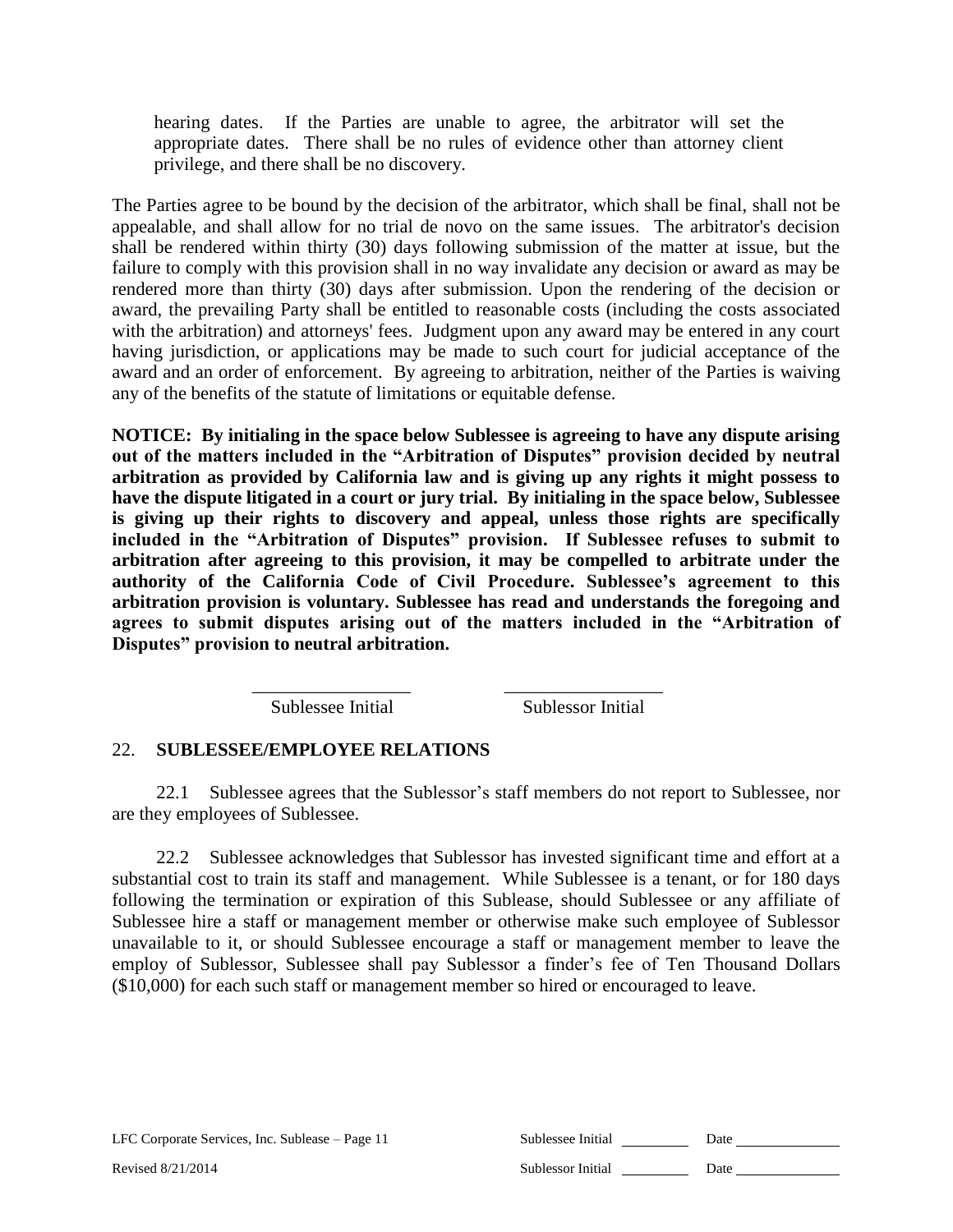hearing dates. If the Parties are unable to agree, the arbitrator will set the appropriate dates. There shall be no rules of evidence other than attorney client privilege, and there shall be no discovery.

The Parties agree to be bound by the decision of the arbitrator, which shall be final, shall not be appealable, and shall allow for no trial de novo on the same issues. The arbitrator's decision shall be rendered within thirty (30) days following submission of the matter at issue, but the failure to comply with this provision shall in no way invalidate any decision or award as may be rendered more than thirty (30) days after submission. Upon the rendering of the decision or award, the prevailing Party shall be entitled to reasonable costs (including the costs associated with the arbitration) and attorneys' fees. Judgment upon any award may be entered in any court having jurisdiction, or applications may be made to such court for judicial acceptance of the award and an order of enforcement. By agreeing to arbitration, neither of the Parties is waiving any of the benefits of the statute of limitations or equitable defense.

**NOTICE: By initialing in the space below Sublessee is agreeing to have any dispute arising out of the matters included in the "Arbitration of Disputes" provision decided by neutral arbitration as provided by California law and is giving up any rights it might possess to have the dispute litigated in a court or jury trial. By initialing in the space below, Sublessee is giving up their rights to discovery and appeal, unless those rights are specifically included in the "Arbitration of Disputes" provision. If Sublessee refuses to submit to arbitration after agreeing to this provision, it may be compelled to arbitrate under the authority of the California Code of Civil Procedure. Sublessee's agreement to this arbitration provision is voluntary. Sublessee has read and understands the foregoing and agrees to submit disputes arising out of the matters included in the "Arbitration of Disputes" provision to neutral arbitration.**

_________________ _________________
Sublessee Initial Sublessor Initial

## 22. SUBLESSEE/EMPLOYEE RELATIONS

22.1 Sublessee agrees that the Sublessor's staff members do not report to Sublessee, nor are they employees of Sublessee.

22.2 Sublessee acknowledges that Sublessor has invested significant time and effort at a substantial cost to train its staff and management. While Sublessee is a tenant, or for 180 days following the termination or expiration of this Sublease, should Sublessee or any affiliate of Sublessee hire a staff or management member or otherwise make such employee of Sublessor unavailable to it, or should Sublessee encourage a staff or management member to leave the employ of Sublessor, Sublessee shall pay Sublessor a finder's fee of Ten Thousand Dollars ($10,000) for each such staff or management member so hired or encouraged to leave.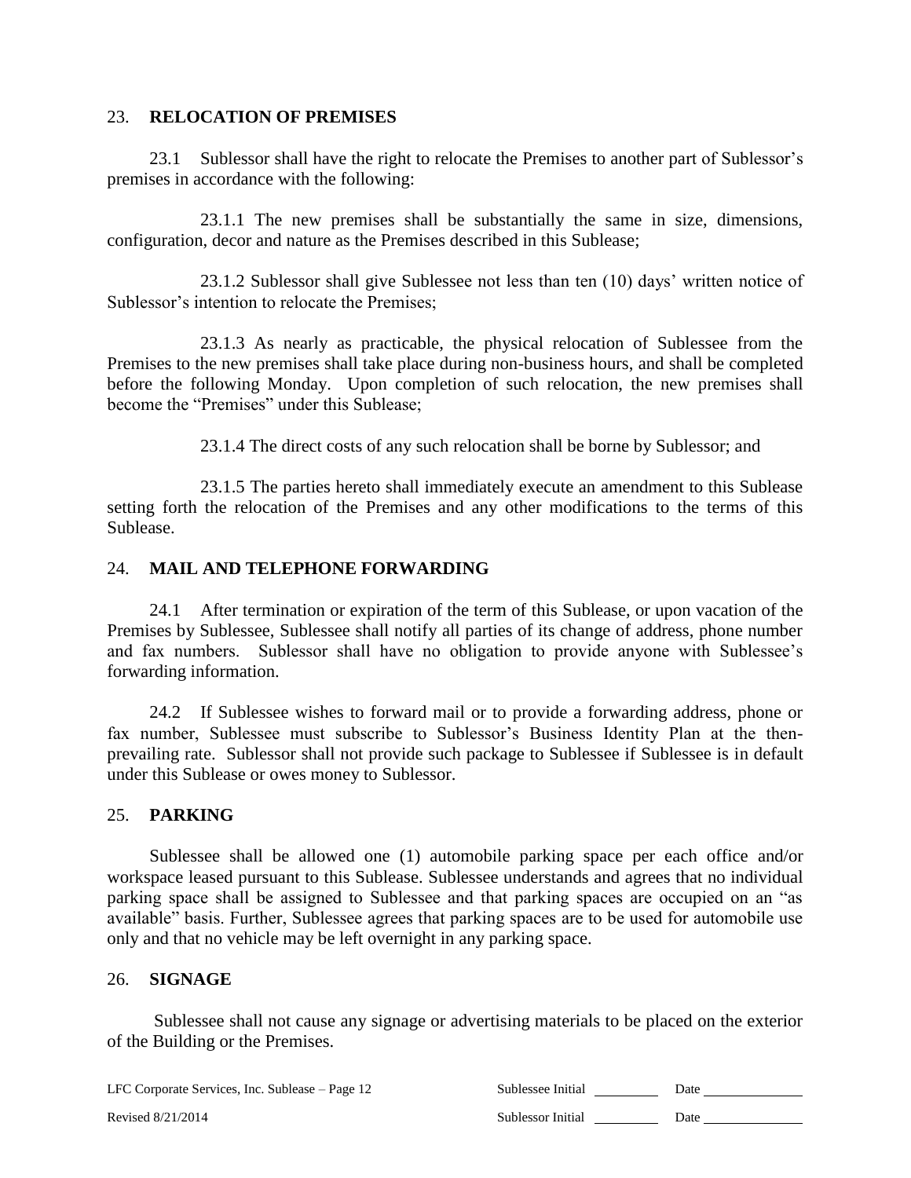## 23. RELOCATION OF PREMISES

23.1 Sublessor shall have the right to relocate the Premises to another part of Sublessor's premises in accordance with the following:

23.1.1 The new premises shall be substantially the same in size, dimensions, configuration, decor and nature as the Premises described in this Sublease;

23.1.2 Sublessor shall give Sublessee not less than ten (10) days' written notice of Sublessor's intention to relocate the Premises;

23.1.3 As nearly as practicable, the physical relocation of Sublessee from the Premises to the new premises shall take place during non-business hours, and shall be completed before the following Monday. Upon completion of such relocation, the new premises shall become the "Premises" under this Sublease;

23.1.4 The direct costs of any such relocation shall be borne by Sublessor; and

23.1.5 The parties hereto shall immediately execute an amendment to this Sublease setting forth the relocation of the Premises and any other modifications to the terms of this Sublease.

## 24. MAIL AND TELEPHONE FORWARDING

24.1 After termination or expiration of the term of this Sublease, or upon vacation of the Premises by Sublessee, Sublessee shall notify all parties of its change of address, phone number and fax numbers. Sublessor shall have no obligation to provide anyone with Sublessee's forwarding information.

24.2 If Sublessee wishes to forward mail or to provide a forwarding address, phone or fax number, Sublessee must subscribe to Sublessor's Business Identity Plan at the then-prevailing rate. Sublessor shall not provide such package to Sublessee if Sublessee is in default under this Sublease or owes money to Sublessor.

## 25. PARKING

Sublessee shall be allowed one (1) automobile parking space per each office and/or workspace leased pursuant to this Sublease. Sublessee understands and agrees that no individual parking space shall be assigned to Sublessee and that parking spaces are occupied on an "as available" basis. Further, Sublessee agrees that parking spaces are to be used for automobile use only and that no vehicle may be left overnight in any parking space.

## 26. SIGNAGE

Sublessee shall not cause any signage or advertising materials to be placed on the exterior of the Building or the Premises.

LFC Corporate Services, Inc. Sublease – Page 12 | Sublessee Initial ________ Date ____________

Revised 8/21/2014 | Sublessor Initial ________ Date ____________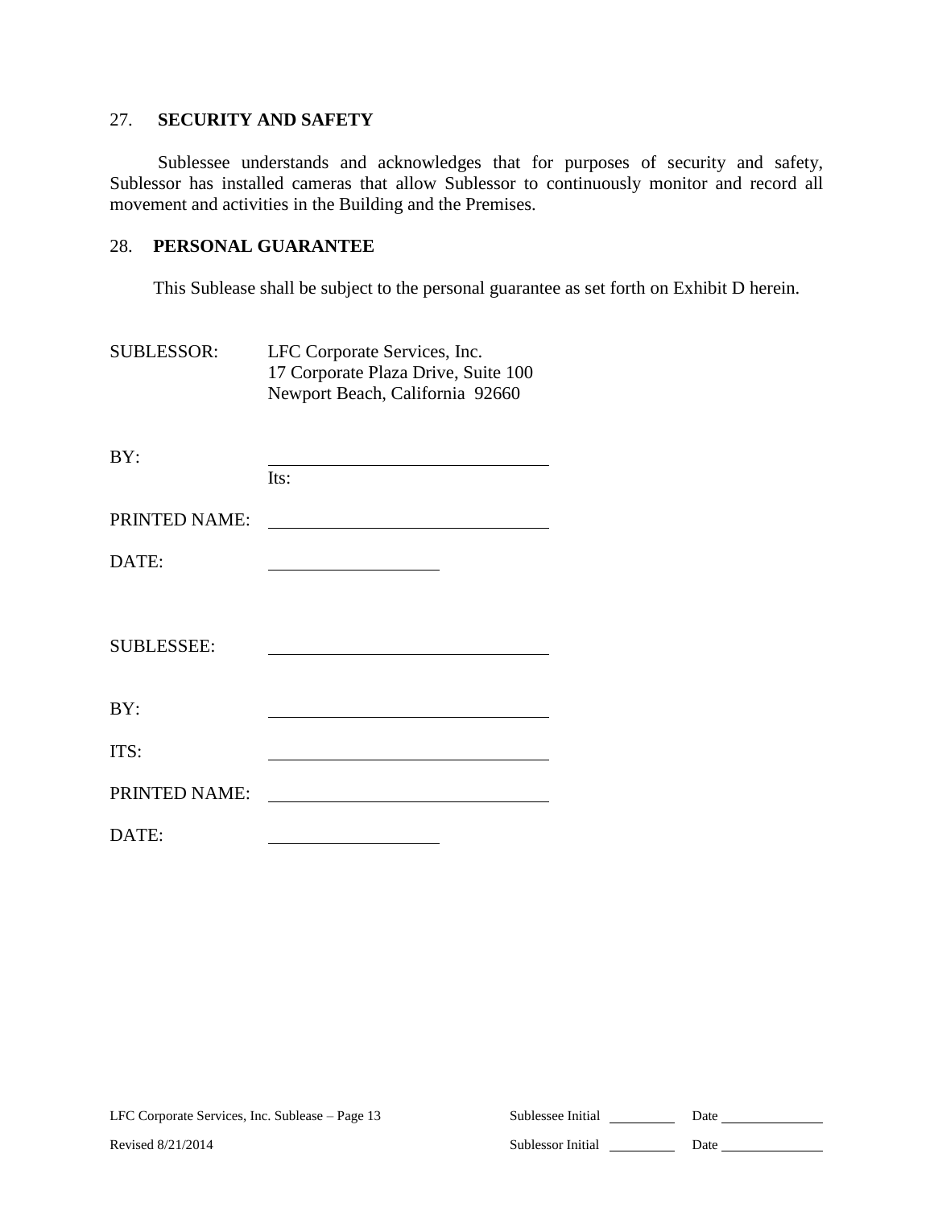## 27. SECURITY AND SAFETY

Sublessee understands and acknowledges that for purposes of security and safety, Sublessor has installed cameras that allow Sublessor to continuously monitor and record all movement and activities in the Building and the Premises.

## 28. PERSONAL GUARANTEE

This Sublease shall be subject to the personal guarantee as set forth on Exhibit D herein.

SUBLESSOR: LFC Corporate Services, Inc.
17 Corporate Plaza Drive, Suite 100
Newport Beach, California 92660

BY: ______________________________
Its:

PRINTED NAME: ______________________________

DATE: ____________________

SUBLESSEE: ______________________________

BY: ______________________________

ITS: ______________________________

PRINTED NAME: ______________________________

DATE: ____________________

LFC Corporate Services, Inc. Sublease – Page 13
Revised 8/21/2014

Sublessee Initial ________ Date ____________
Sublessor Initial ________ Date ____________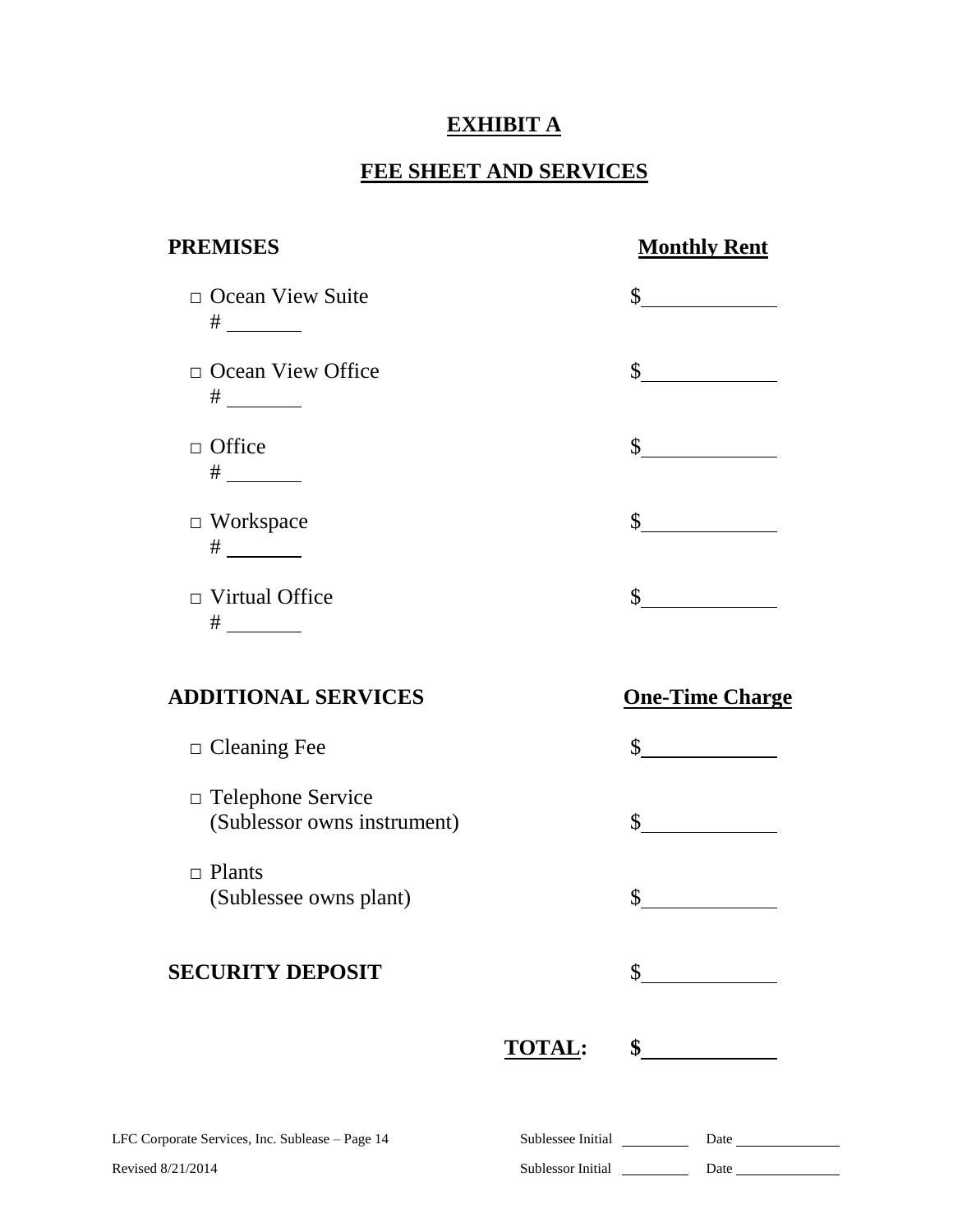# EXHIBIT A

## FEE SHEET AND SERVICES

| **PREMISES** | **Monthly Rent** |
|---|---|
| □ Ocean View Suite<br># ________ | $____________ |
| □ Ocean View Office<br># ________ | $____________ |
| □ Office<br># ________ | $____________ |
| □ Workspace<br># ________ | $____________ |
| □ Virtual Office<br># ________ | $____________ |

| **ADDITIONAL SERVICES** | **One-Time Charge** |
|---|---|
| □ Cleaning Fee | $____________ |
| □ Telephone Service<br>(Sublessor owns instrument) | $____________ |
| □ Plants<br>(Sublessee owns plant) | $____________ |

**SECURITY DEPOSIT** $____________

**TOTAL:** **$____________**

LFC Corporate Services, Inc. Sublease – Page 14 Sublessee Initial ________ Date ____________

Revised 8/21/2014 Sublessor Initial ________ Date ____________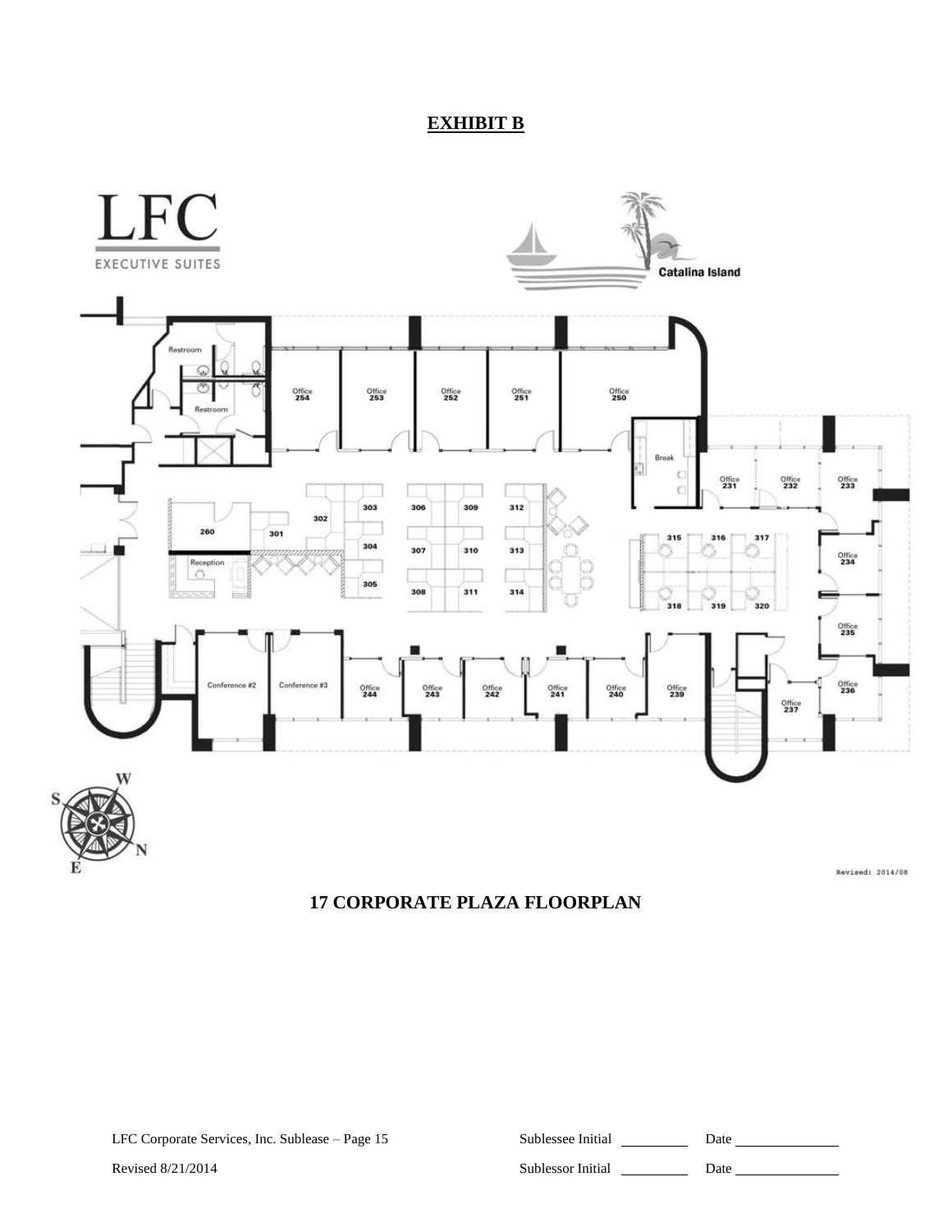**EXHIBIT B**

LFC
EXECUTIVE SUITES

Catalina Island

Restroom

Restroom

Office 254

Office 253

Office 252

Office 251

Office 250

Break

Office 231

Office 232

Office 233

260

301

302

303

304

305

306

307

308

309

310

311

312

313

314

315

316

317

318

319

320

Reception

Office 234

Office 235

Office 236

Office 237

Conference #2

Conference #3

Office 244

Office 243

Office 242

Office 241

Office 240

Office 239

W
S
N
E

Revised: 2014/08

**17 CORPORATE PLAZA FLOORPLAN**

LFC Corporate Services, Inc. Sublease – Page 15

Revised 8/21/2014

Sublessee Initial \_\_\_\_\_\_\_\_\_\_ Date \_\_\_\_\_\_\_\_\_\_\_\_\_\_\_

Sublessor Initial \_\_\_\_\_\_\_\_\_\_ Date \_\_\_\_\_\_\_\_\_\_\_\_\_\_\_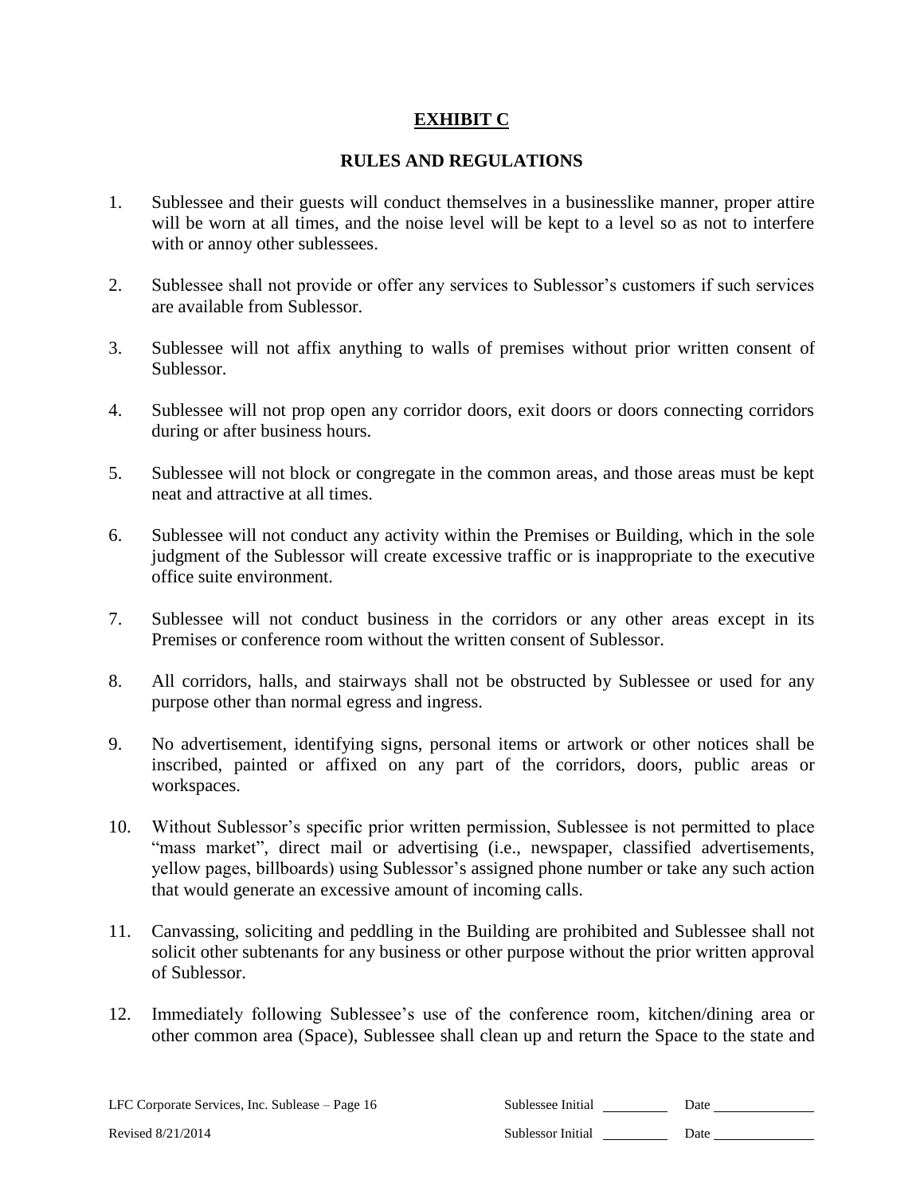# EXHIBIT C

## RULES AND REGULATIONS

1. Sublessee and their guests will conduct themselves in a businesslike manner, proper attire will be worn at all times, and the noise level will be kept to a level so as not to interfere with or annoy other sublessees.

2. Sublessee shall not provide or offer any services to Sublessor's customers if such services are available from Sublessor.

3. Sublessee will not affix anything to walls of premises without prior written consent of Sublessor.

4. Sublessee will not prop open any corridor doors, exit doors or doors connecting corridors during or after business hours.

5. Sublessee will not block or congregate in the common areas, and those areas must be kept neat and attractive at all times.

6. Sublessee will not conduct any activity within the Premises or Building, which in the sole judgment of the Sublessor will create excessive traffic or is inappropriate to the executive office suite environment.

7. Sublessee will not conduct business in the corridors or any other areas except in its Premises or conference room without the written consent of Sublessor.

8. All corridors, halls, and stairways shall not be obstructed by Sublessee or used for any purpose other than normal egress and ingress.

9. No advertisement, identifying signs, personal items or artwork or other notices shall be inscribed, painted or affixed on any part of the corridors, doors, public areas or workspaces.

10. Without Sublessor's specific prior written permission, Sublessee is not permitted to place "mass market", direct mail or advertising (i.e., newspaper, classified advertisements, yellow pages, billboards) using Sublessor's assigned phone number or take any such action that would generate an excessive amount of incoming calls.

11. Canvassing, soliciting and peddling in the Building are prohibited and Sublessee shall not solicit other subtenants for any business or other purpose without the prior written approval of Sublessor.

12. Immediately following Sublessee's use of the conference room, kitchen/dining area or other common area (Space), Sublessee shall clean up and return the Space to the state and

Sublessee Initial \_\_\_\_\_\_\_\_ Date \_\_\_\_\_\_\_\_

Sublessor Initial \_\_\_\_\_\_\_\_ Date \_\_\_\_\_\_\_\_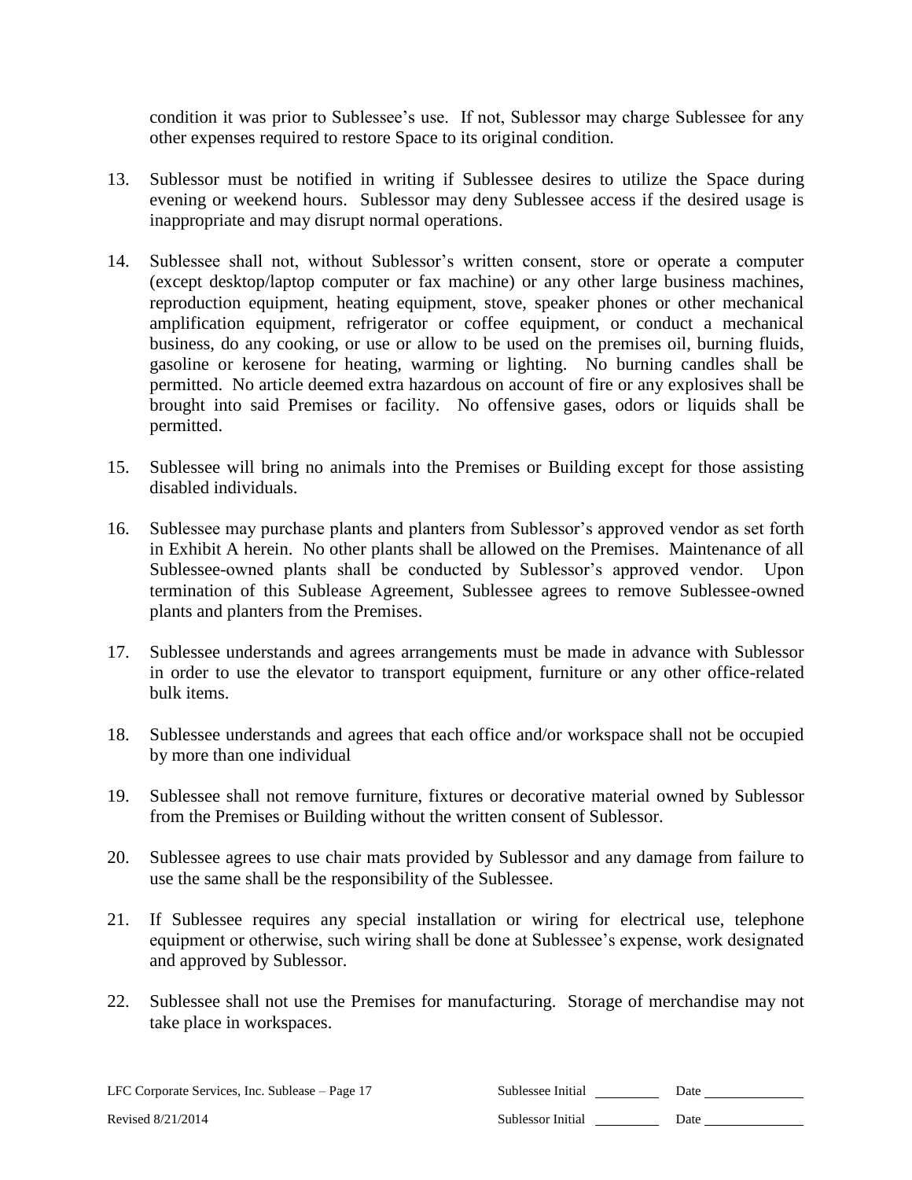condition it was prior to Sublessee's use. If not, Sublessor may charge Sublessee for any other expenses required to restore Space to its original condition.

13. Sublessor must be notified in writing if Sublessee desires to utilize the Space during evening or weekend hours. Sublessor may deny Sublessee access if the desired usage is inappropriate and may disrupt normal operations.

14. Sublessee shall not, without Sublessor's written consent, store or operate a computer (except desktop/laptop computer or fax machine) or any other large business machines, reproduction equipment, heating equipment, stove, speaker phones or other mechanical amplification equipment, refrigerator or coffee equipment, or conduct a mechanical business, do any cooking, or use or allow to be used on the premises oil, burning fluids, gasoline or kerosene for heating, warming or lighting. No burning candles shall be permitted. No article deemed extra hazardous on account of fire or any explosives shall be brought into said Premises or facility. No offensive gases, odors or liquids shall be permitted.

15. Sublessee will bring no animals into the Premises or Building except for those assisting disabled individuals.

16. Sublessee may purchase plants and planters from Sublessor's approved vendor as set forth in Exhibit A herein. No other plants shall be allowed on the Premises. Maintenance of all Sublessee-owned plants shall be conducted by Sublessor's approved vendor. Upon termination of this Sublease Agreement, Sublessee agrees to remove Sublessee-owned plants and planters from the Premises.

17. Sublessee understands and agrees arrangements must be made in advance with Sublessor in order to use the elevator to transport equipment, furniture or any other office-related bulk items.

18. Sublessee understands and agrees that each office and/or workspace shall not be occupied by more than one individual

19. Sublessee shall not remove furniture, fixtures or decorative material owned by Sublessor from the Premises or Building without the written consent of Sublessor.

20. Sublessee agrees to use chair mats provided by Sublessor and any damage from failure to use the same shall be the responsibility of the Sublessee.

21. If Sublessee requires any special installation or wiring for electrical use, telephone equipment or otherwise, such wiring shall be done at Sublessee's expense, work designated and approved by Sublessor.

22. Sublessee shall not use the Premises for manufacturing. Storage of merchandise may not take place in workspaces.

LFC Corporate Services, Inc. Sublease – Page 17 Sublessee Initial \_\_\_\_\_\_\_\_\_ Date \_\_\_\_\_\_\_\_\_\_\_\_\_

Revised 8/21/2014 Sublessor Initial \_\_\_\_\_\_\_\_\_ Date \_\_\_\_\_\_\_\_\_\_\_\_\_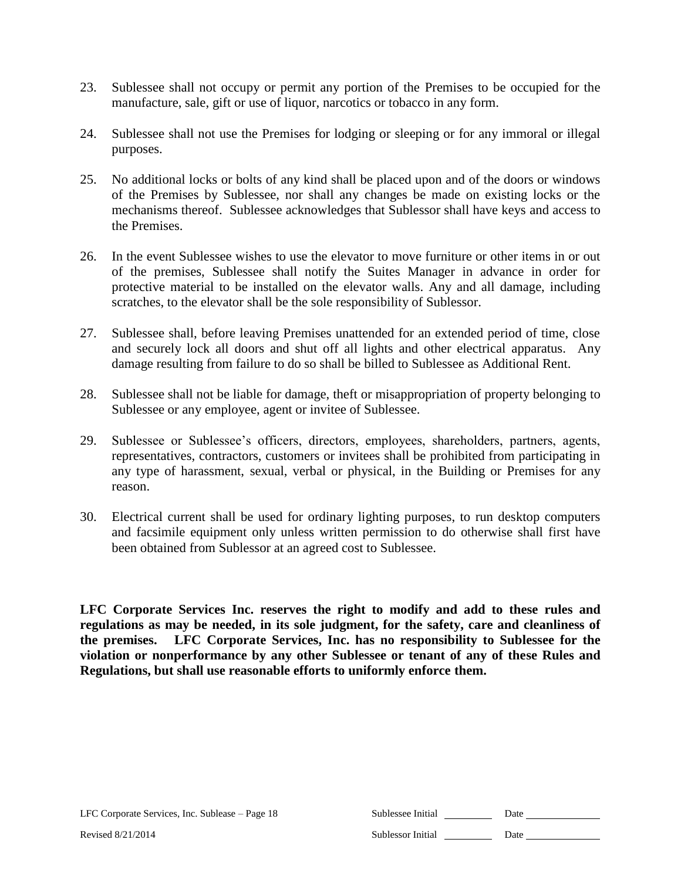23. Sublessee shall not occupy or permit any portion of the Premises to be occupied for the manufacture, sale, gift or use of liquor, narcotics or tobacco in any form.

24. Sublessee shall not use the Premises for lodging or sleeping or for any immoral or illegal purposes.

25. No additional locks or bolts of any kind shall be placed upon and of the doors or windows of the Premises by Sublessee, nor shall any changes be made on existing locks or the mechanisms thereof. Sublessee acknowledges that Sublessor shall have keys and access to the Premises.

26. In the event Sublessee wishes to use the elevator to move furniture or other items in or out of the premises, Sublessee shall notify the Suites Manager in advance in order for protective material to be installed on the elevator walls. Any and all damage, including scratches, to the elevator shall be the sole responsibility of Sublessor.

27. Sublessee shall, before leaving Premises unattended for an extended period of time, close and securely lock all doors and shut off all lights and other electrical apparatus. Any damage resulting from failure to do so shall be billed to Sublessee as Additional Rent.

28. Sublessee shall not be liable for damage, theft or misappropriation of property belonging to Sublessee or any employee, agent or invitee of Sublessee.

29. Sublessee or Sublessee's officers, directors, employees, shareholders, partners, agents, representatives, contractors, customers or invitees shall be prohibited from participating in any type of harassment, sexual, verbal or physical, in the Building or Premises for any reason.

30. Electrical current shall be used for ordinary lighting purposes, to run desktop computers and facsimile equipment only unless written permission to do otherwise shall first have been obtained from Sublessor at an agreed cost to Sublessee.

**LFC Corporate Services Inc. reserves the right to modify and add to these rules and regulations as may be needed, in its sole judgment, for the safety, care and cleanliness of the premises. LFC Corporate Services, Inc. has no responsibility to Sublessee for the violation or nonperformance by any other Sublessee or tenant of any of these Rules and Regulations, but shall use reasonable efforts to uniformly enforce them.**

Sublessee Initial \_\_\_\_\_\_\_\_ Date \_\_\_\_\_\_\_\_\_\_

Sublessor Initial \_\_\_\_\_\_\_\_ Date \_\_\_\_\_\_\_\_\_\_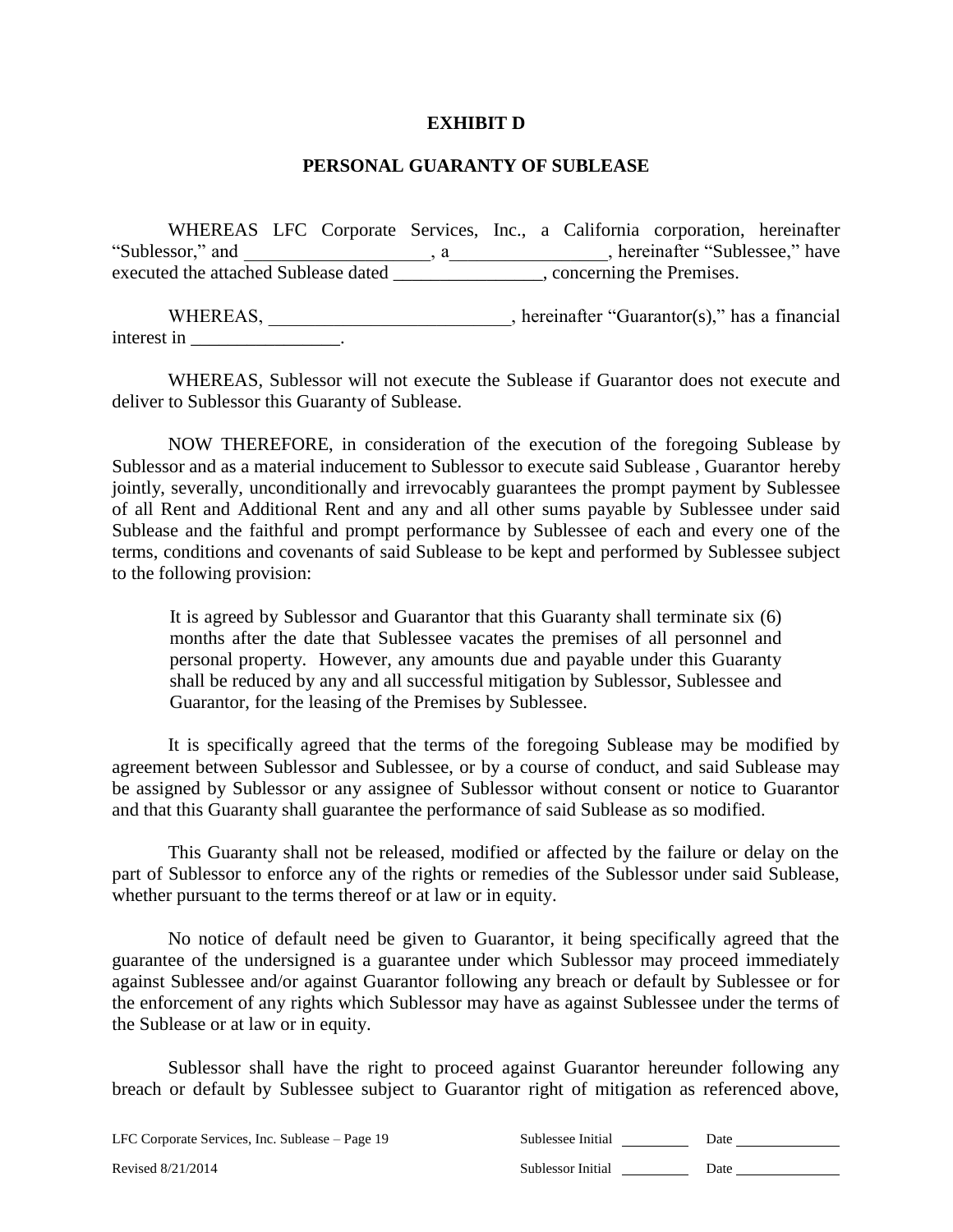**EXHIBIT D**

**PERSONAL GUARANTY OF SUBLEASE**

WHEREAS LFC Corporate Services, Inc., a California corporation, hereinafter "Sublessor," and ____________________, a_________________, hereinafter "Sublessee," have executed the attached Sublease dated ________________, concerning the Premises.

WHEREAS, __________________________, hereinafter "Guarantor(s)," has a financial interest in ________________.

WHEREAS, Sublessor will not execute the Sublease if Guarantor does not execute and deliver to Sublessor this Guaranty of Sublease.

NOW THEREFORE, in consideration of the execution of the foregoing Sublease by Sublessor and as a material inducement to Sublessor to execute said Sublease , Guarantor hereby jointly, severally, unconditionally and irrevocably guarantees the prompt payment by Sublessee of all Rent and Additional Rent and any and all other sums payable by Sublessee under said Sublease and the faithful and prompt performance by Sublessee of each and every one of the terms, conditions and covenants of said Sublease to be kept and performed by Sublessee subject to the following provision:

> It is agreed by Sublessor and Guarantor that this Guaranty shall terminate six (6) months after the date that Sublessee vacates the premises of all personnel and personal property. However, any amounts due and payable under this Guaranty shall be reduced by any and all successful mitigation by Sublessor, Sublessee and Guarantor, for the leasing of the Premises by Sublessee.

It is specifically agreed that the terms of the foregoing Sublease may be modified by agreement between Sublessor and Sublessee, or by a course of conduct, and said Sublease may be assigned by Sublessor or any assignee of Sublessor without consent or notice to Guarantor and that this Guaranty shall guarantee the performance of said Sublease as so modified.

This Guaranty shall not be released, modified or affected by the failure or delay on the part of Sublessor to enforce any of the rights or remedies of the Sublessor under said Sublease, whether pursuant to the terms thereof or at law or in equity.

No notice of default need be given to Guarantor, it being specifically agreed that the guarantee of the undersigned is a guarantee under which Sublessor may proceed immediately against Sublessee and/or against Guarantor following any breach or default by Sublessee or for the enforcement of any rights which Sublessor may have as against Sublessee under the terms of the Sublease or at law or in equity.

Sublessor shall have the right to proceed against Guarantor hereunder following any breach or default by Sublessee subject to Guarantor right of mitigation as referenced above,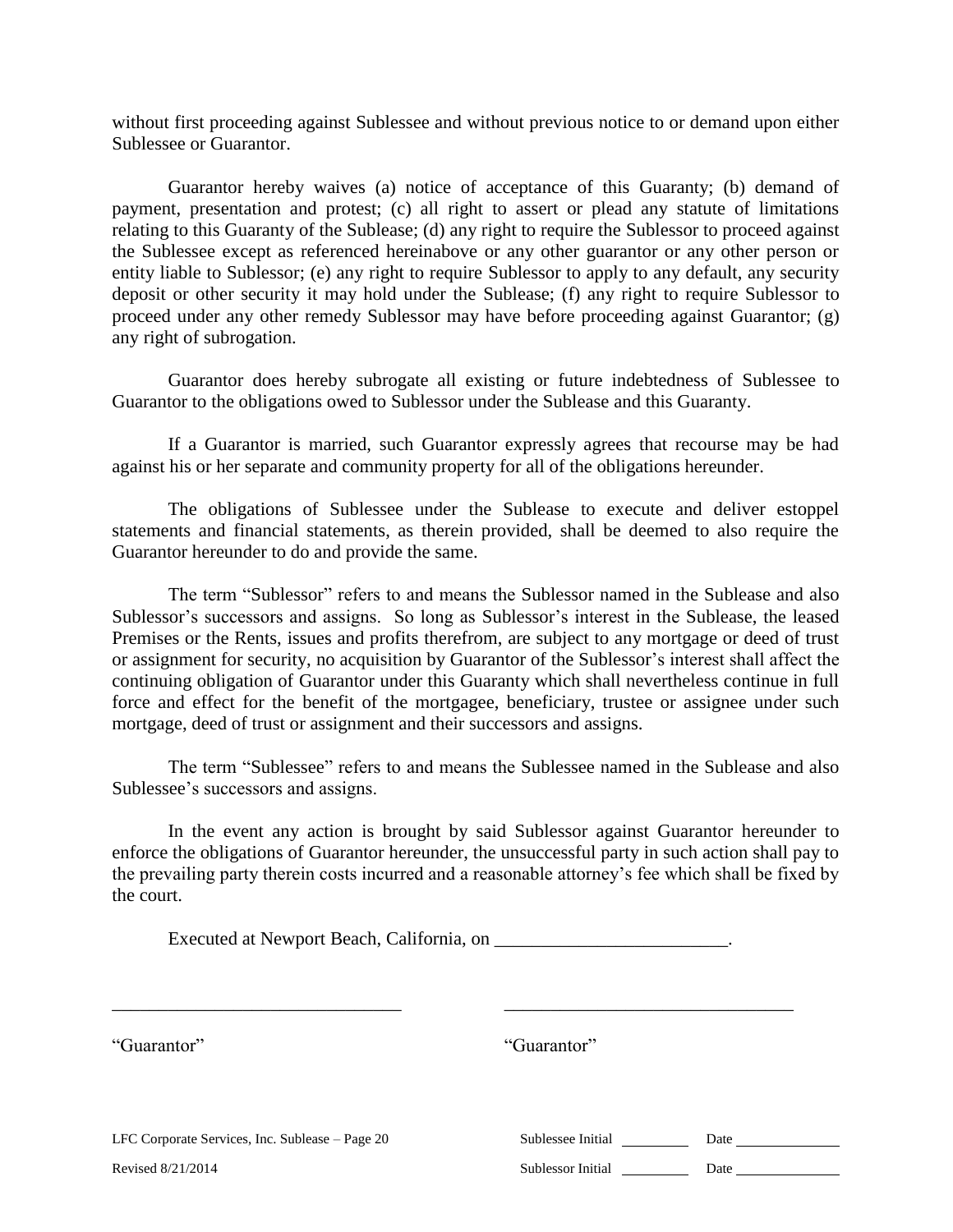without first proceeding against Sublessee and without previous notice to or demand upon either Sublessee or Guarantor.

Guarantor hereby waives (a) notice of acceptance of this Guaranty; (b) demand of payment, presentation and protest; (c) all right to assert or plead any statute of limitations relating to this Guaranty of the Sublease; (d) any right to require the Sublessor to proceed against the Sublessee except as referenced hereinabove or any other guarantor or any other person or entity liable to Sublessor; (e) any right to require Sublessor to apply to any default, any security deposit or other security it may hold under the Sublease; (f) any right to require Sublessor to proceed under any other remedy Sublessor may have before proceeding against Guarantor; (g) any right of subrogation.

Guarantor does hereby subrogate all existing or future indebtedness of Sublessee to Guarantor to the obligations owed to Sublessor under the Sublease and this Guaranty.

If a Guarantor is married, such Guarantor expressly agrees that recourse may be had against his or her separate and community property for all of the obligations hereunder.

The obligations of Sublessee under the Sublease to execute and deliver estoppel statements and financial statements, as therein provided, shall be deemed to also require the Guarantor hereunder to do and provide the same.

The term "Sublessor" refers to and means the Sublessor named in the Sublease and also Sublessor's successors and assigns. So long as Sublessor's interest in the Sublease, the leased Premises or the Rents, issues and profits therefrom, are subject to any mortgage or deed of trust or assignment for security, no acquisition by Guarantor of the Sublessor's interest shall affect the continuing obligation of Guarantor under this Guaranty which shall nevertheless continue in full force and effect for the benefit of the mortgagee, beneficiary, trustee or assignee under such mortgage, deed of trust or assignment and their successors and assigns.

The term "Sublessee" refers to and means the Sublessee named in the Sublease and also Sublessee's successors and assigns.

In the event any action is brought by said Sublessor against Guarantor hereunder to enforce the obligations of Guarantor hereunder, the unsuccessful party in such action shall pay to the prevailing party therein costs incurred and a reasonable attorney's fee which shall be fixed by the court.

Executed at Newport Beach, California, on _________________________.

_______________________________ _______________________________

"Guarantor" "Guarantor"

LFC Corporate Services, Inc. Sublease – Page 20

Revised 8/21/2014

Sublessee Initial ________ Date ____________

Sublessor Initial ________ Date ____________